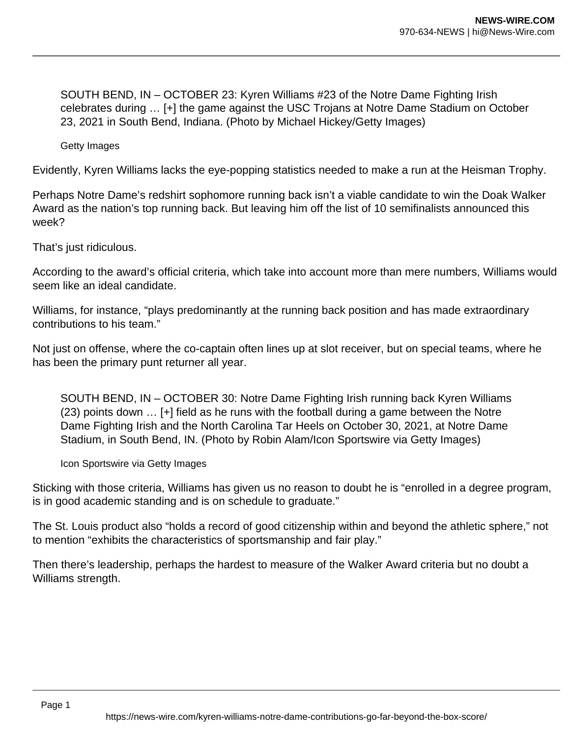SOUTH BEND, IN – OCTOBER 23: Kyren Williams #23 of the Notre Dame Fighting Irish celebrates during … [+] the game against the USC Trojans at Notre Dame Stadium on October 23, 2021 in South Bend, Indiana. (Photo by Michael Hickey/Getty Images)

Getty Images

Evidently, Kyren Williams lacks the eye-popping statistics needed to make a run at the Heisman Trophy.

Perhaps Notre Dame's redshirt sophomore running back isn't a viable candidate to win the Doak Walker Award as the nation's top running back. But leaving him off the list of 10 semifinalists announced this week?

That's just ridiculous.

According to the award's official criteria, which take into account more than mere numbers, Williams would seem like an ideal candidate.

Williams, for instance, "plays predominantly at the running back position and has made extraordinary contributions to his team."

Not just on offense, where the co-captain often lines up at slot receiver, but on special teams, where he has been the primary punt returner all year.

SOUTH BEND, IN – OCTOBER 30: Notre Dame Fighting Irish running back Kyren Williams (23) points down … [+] field as he runs with the football during a game between the Notre Dame Fighting Irish and the North Carolina Tar Heels on October 30, 2021, at Notre Dame Stadium, in South Bend, IN. (Photo by Robin Alam/Icon Sportswire via Getty Images)

Icon Sportswire via Getty Images

Sticking with those criteria, Williams has given us no reason to doubt he is "enrolled in a degree program, is in good academic standing and is on schedule to graduate."

The St. Louis product also "holds a record of good citizenship within and beyond the athletic sphere," not to mention "exhibits the characteristics of sportsmanship and fair play."

Then there's leadership, perhaps the hardest to measure of the Walker Award criteria but no doubt a Williams strength.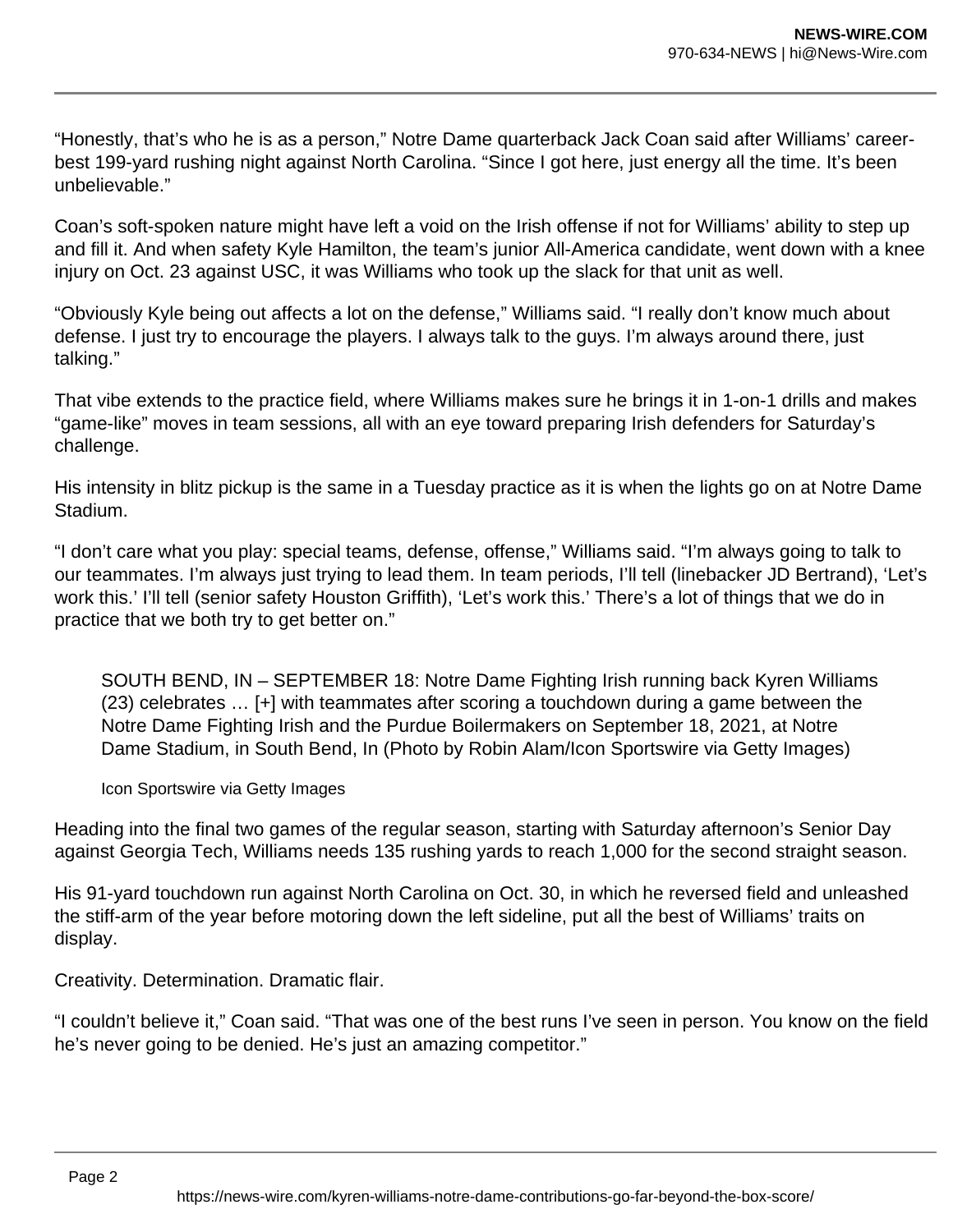"Honestly, that's who he is as a person," Notre Dame quarterback Jack Coan said after Williams' career-best 199-yard rushing night against North Carolina. "Since I got here, just energy all the time. It's been unbelievable."

Coan's soft-spoken nature might have left a void on the Irish offense if not for Williams' ability to step up and fill it. And when safety Kyle Hamilton, the team's junior All-America candidate, went down with a knee injury on Oct. 23 against USC, it was Williams who took up the slack for that unit as well.

"Obviously Kyle being out affects a lot on the defense," Williams said. "I really don't know much about defense. I just try to encourage the players. I always talk to the guys. I'm always around there, just talking."

That vibe extends to the practice field, where Williams makes sure he brings it in 1-on-1 drills and makes "game-like" moves in team sessions, all with an eye toward preparing Irish defenders for Saturday's challenge.

His intensity in blitz pickup is the same in a Tuesday practice as it is when the lights go on at Notre Dame Stadium.

"I don't care what you play: special teams, defense, offense," Williams said. "I'm always going to talk to our teammates. I'm always just trying to lead them. In team periods, I'll tell (linebacker JD Bertrand), 'Let's work this.' I'll tell (senior safety Houston Griffith), 'Let's work this.' There's a lot of things that we do in practice that we both try to get better on."

> SOUTH BEND, IN – SEPTEMBER 18: Notre Dame Fighting Irish running back Kyren Williams (23) celebrates … [+] with teammates after scoring a touchdown during a game between the Notre Dame Fighting Irish and the Purdue Boilermakers on September 18, 2021, at Notre Dame Stadium, in South Bend, In (Photo by Robin Alam/Icon Sportswire via Getty Images)
>
> Icon Sportswire via Getty Images

Heading into the final two games of the regular season, starting with Saturday afternoon's Senior Day against Georgia Tech, Williams needs 135 rushing yards to reach 1,000 for the second straight season.

His 91-yard touchdown run against North Carolina on Oct. 30, in which he reversed field and unleashed the stiff-arm of the year before motoring down the left sideline, put all the best of Williams' traits on display.

Creativity. Determination. Dramatic flair.

"I couldn't believe it," Coan said. "That was one of the best runs I've seen in person. You know on the field he's never going to be denied. He's just an amazing competitor."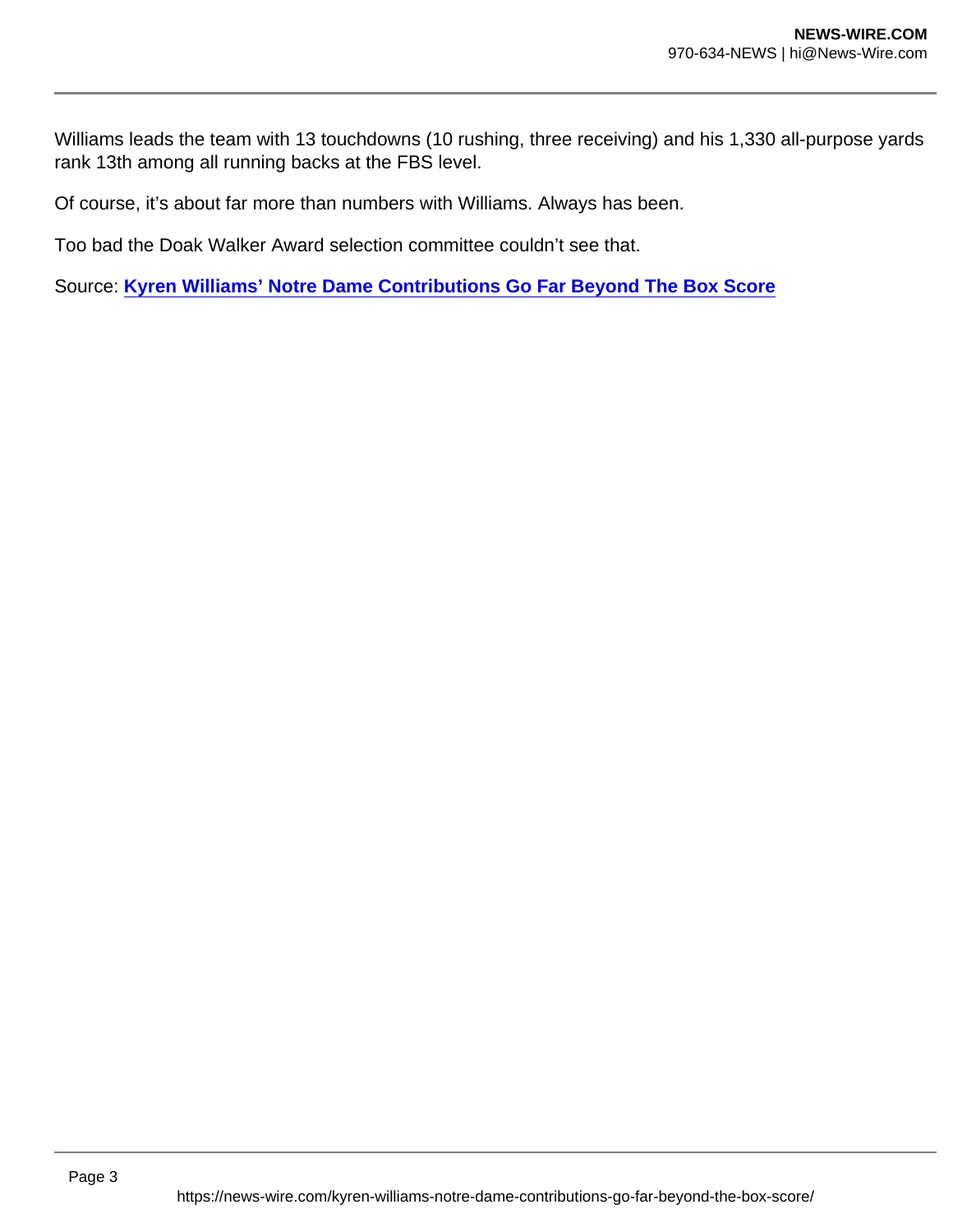Williams leads the team with 13 touchdowns (10 rushing, three receiving) and his 1,330 all-purpose yards rank 13th among all running backs at the FBS level.

Of course, it's about far more than numbers with Williams. Always has been.

Too bad the Doak Walker Award selection committee couldn't see that.

Source: **[Kyren Williams' Notre Dame Contributions Go Far Beyond The Box Score](https://news-wire.com/kyren-williams-notre-dame-contributions-go-far-beyond-the-box-score/)**